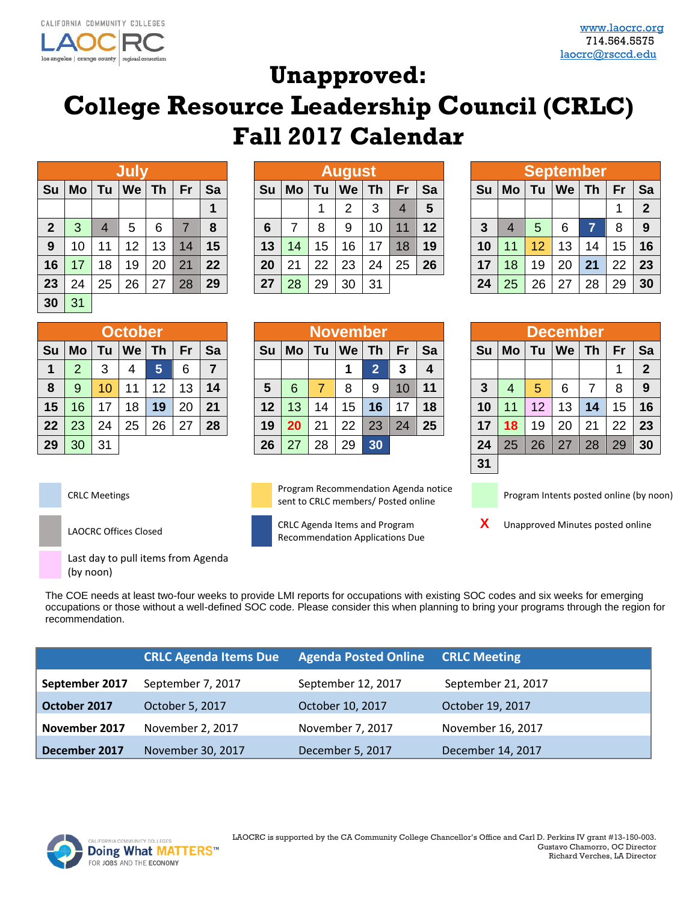CALIFORNIA COMMUNITY COLLEGES LAOCRC los angeles | orange county regional consortium

www.laocrc.org
714.564.5575
laocrc@rsccd.edu

# Unapproved: College Resource Leadership Council (CRLC) Fall 2017 Calendar

**July**

| Su | Mo | Tu | We | Th | Fr | Sa |
|---|---|---|---|---|---|---|
| | | | | | | 1 |
| 2 | 3 | 4 | 5 | 6 | 7 | 8 |
| 9 | 10 | 11 | 12 | 13 | 14 | 15 |
| 16 | 17 | 18 | 19 | 20 | 21 | 22 |
| 23 | 24 | 25 | 26 | 27 | 28 | 29 |
| 30 | 31 | | | | | |

**August**

| Su | Mo | Tu | We | Th | Fr | Sa |
|---|---|---|---|---|---|---|
| | | 1 | 2 | 3 | 4 | 5 |
| 6 | 7 | 8 | 9 | 10 | 11 | 12 |
| 13 | 14 | 15 | 16 | 17 | 18 | 19 |
| 20 | 21 | 22 | 23 | 24 | 25 | 26 |
| 27 | 28 | 29 | 30 | 31 | | |

**September**

| Su | Mo | Tu | We | Th | Fr | Sa |
|---|---|---|---|---|---|---|
| | | | | | 1 | 2 |
| 3 | 4 | 5 | 6 | 7 | 8 | 9 |
| 10 | 11 | 12 | 13 | 14 | 15 | 16 |
| 17 | 18 | 19 | 20 | 21 | 22 | 23 |
| 24 | 25 | 26 | 27 | 28 | 29 | 30 |

**October**

| Su | Mo | Tu | We | Th | Fr | Sa |
|---|---|---|---|---|---|---|
| 1 | 2 | 3 | 4 | 5 | 6 | 7 |
| 8 | 9 | 10 | 11 | 12 | 13 | 14 |
| 15 | 16 | 17 | 18 | 19 | 20 | 21 |
| 22 | 23 | 24 | 25 | 26 | 27 | 28 |
| 29 | 30 | 31 | | | | |

**November**

| Su | Mo | Tu | We | Th | Fr | Sa |
|---|---|---|---|---|---|---|
| | | | 1 | 2 | 3 | 4 |
| 5 | 6 | 7 | 8 | 9 | 10 | 11 |
| 12 | 13 | 14 | 15 | 16 | 17 | 18 |
| 19 | 20 | 21 | 22 | 23 | 24 | 25 |
| 26 | 27 | 28 | 29 | 30 | | |

**December**

| Su | Mo | Tu | We | Th | Fr | Sa |
|---|---|---|---|---|---|---|
| | | | | | 1 | 2 |
| 3 | 4 | 5 | 6 | 7 | 8 | 9 |
| 10 | 11 | 12 | 13 | 14 | 15 | 16 |
| 17 | 18 | 19 | 20 | 21 | 22 | 23 |
| 24 | 25 | 26 | 27 | 28 | 29 | 30 |
| 31 | | | | | | |

Legend:

- CRLC Meetings
- LAOCRC Offices Closed
- Last day to pull items from Agenda (by noon)
- Program Recommendation Agenda notice sent to CRLC members/ Posted online
- CRLC Agenda Items and Program Recommendation Applications Due
- Program Intents posted online (by noon)
- X Unapproved Minutes posted online

The COE needs at least two-four weeks to provide LMI reports for occupations with existing SOC codes and six weeks for emerging occupations or those without a well-defined SOC code. Please consider this when planning to bring your programs through the region for recommendation.

| | CRLC Agenda Items Due | Agenda Posted Online | CRLC Meeting |
|---|---|---|---|
| **September 2017** | September 7, 2017 | September 12, 2017 | September 21, 2017 |
| **October 2017** | October 5, 2017 | October 10, 2017 | October 19, 2017 |
| **November 2017** | November 2, 2017 | November 7, 2017 | November 16, 2017 |
| **December 2017** | November 30, 2017 | December 5, 2017 | December 14, 2017 |

CALIFORNIA COMMUNITY COLLEGES Doing What MATTERS™ FOR JOBS AND THE ECONOMY

LAOCRC is supported by the CA Community College Chancellor's Office and Carl D. Perkins IV grant #13-150-003.
Gustavo Chamorro, OC Director
Richard Verches, LA Director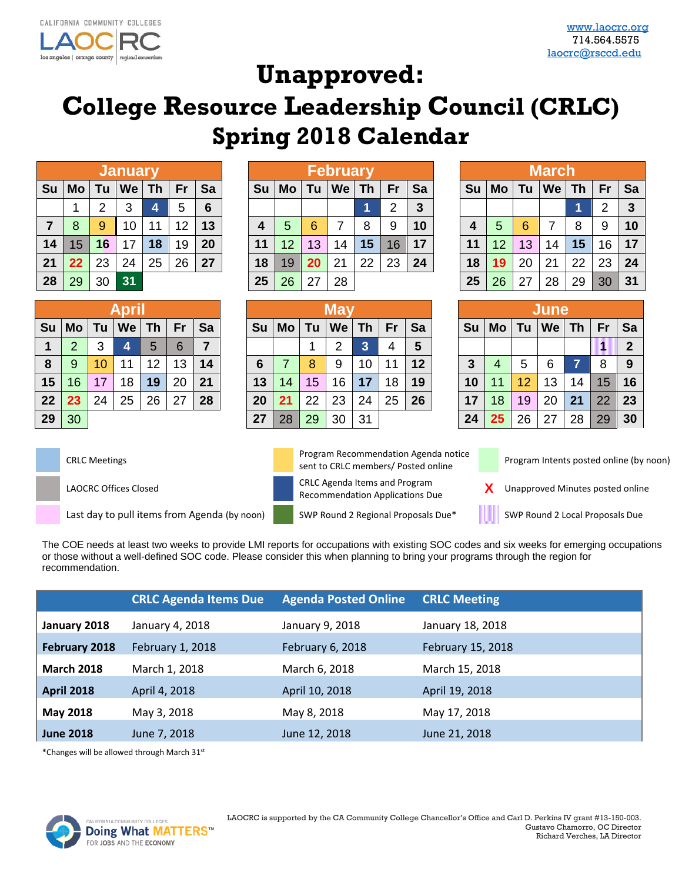CALIFORNIA COMMUNITY COLLEGES LAOCRC los angeles | orange county regional consortium

www.laocrc.org
714.564.5575
laocrc@rsccd.edu

# Unapproved:
# College Resource Leadership Council (CRLC)
# Spring 2018 Calendar

**January**

| Su | Mo | Tu | We | Th | Fr | Sa |
|---|---|---|---|---|---|---|
| | 1 | 2 | 3 | 4 | 5 | 6 |
| 7 | 8 | 9 | 10 | 11 | 12 | 13 |
| 14 | 15 | 16 | 17 | 18 | 19 | 20 |
| 21 | 22 | 23 | 24 | 25 | 26 | 27 |
| 28 | 29 | 30 | 31 | | | |

**February**

| Su | Mo | Tu | We | Th | Fr | Sa |
|---|---|---|---|---|---|---|
| | | | | 1 | 2 | 3 |
| 4 | 5 | 6 | 7 | 8 | 9 | 10 |
| 11 | 12 | 13 | 14 | 15 | 16 | 17 |
| 18 | 19 | 20 | 21 | 22 | 23 | 24 |
| 25 | 26 | 27 | 28 | | | |

**March**

| Su | Mo | Tu | We | Th | Fr | Sa |
|---|---|---|---|---|---|---|
| | | | | 1 | 2 | 3 |
| 4 | 5 | 6 | 7 | 8 | 9 | 10 |
| 11 | 12 | 13 | 14 | 15 | 16 | 17 |
| 18 | 19 | 20 | 21 | 22 | 23 | 24 |
| 25 | 26 | 27 | 28 | 29 | 30 | 31 |

**April**

| Su | Mo | Tu | We | Th | Fr | Sa |
|---|---|---|---|---|---|---|
| 1 | 2 | 3 | 4 | 5 | 6 | 7 |
| 8 | 9 | 10 | 11 | 12 | 13 | 14 |
| 15 | 16 | 17 | 18 | 19 | 20 | 21 |
| 22 | 23 | 24 | 25 | 26 | 27 | 28 |
| 29 | 30 | | | | | |

**May**

| Su | Mo | Tu | We | Th | Fr | Sa |
|---|---|---|---|---|---|---|
| | | 1 | 2 | 3 | 4 | 5 |
| 6 | 7 | 8 | 9 | 10 | 11 | 12 |
| 13 | 14 | 15 | 16 | 17 | 18 | 19 |
| 20 | 21 | 22 | 23 | 24 | 25 | 26 |
| 27 | 28 | 29 | 30 | 31 | | |

**June**

| Su | Mo | Tu | We | Th | Fr | Sa |
|---|---|---|---|---|---|---|
| | | | | | 1 | 2 |
| 3 | 4 | 5 | 6 | 7 | 8 | 9 |
| 10 | 11 | 12 | 13 | 14 | 15 | 16 |
| 17 | 18 | 19 | 20 | 21 | 22 | 23 |
| 24 | 25 | 26 | 27 | 28 | 29 | 30 |

- CRLC Meetings
- LAOCRC Offices Closed
- Last day to pull items from Agenda (by noon)
- Program Recommendation Agenda notice sent to CRLC members/ Posted online
- CRLC Agenda Items and Program Recommendation Applications Due
- SWP Round 2 Regional Proposals Due*
- Program Intents posted online (by noon)
- X Unapproved Minutes posted online
- SWP Round 2 Local Proposals Due

The COE needs at least two weeks to provide LMI reports for occupations with existing SOC codes and six weeks for emerging occupations or those without a well-defined SOC code. Please consider this when planning to bring your programs through the region for recommendation.

| | CRLC Agenda Items Due | Agenda Posted Online | CRLC Meeting |
|---|---|---|---|
| **January 2018** | January 4, 2018 | January 9, 2018 | January 18, 2018 |
| **February 2018** | February 1, 2018 | February 6, 2018 | February 15, 2018 |
| **March 2018** | March 1, 2018 | March 6, 2018 | March 15, 2018 |
| **April 2018** | April 4, 2018 | April 10, 2018 | April 19, 2018 |
| **May 2018** | May 3, 2018 | May 8, 2018 | May 17, 2018 |
| **June 2018** | June 7, 2018 | June 12, 2018 | June 21, 2018 |

*Changes will be allowed through March 31st

CALIFORNIA COMMUNITY COLLEGES Doing What MATTERS™ FOR JOBS AND THE ECONOMY

LAOCRC is supported by the CA Community College Chancellor's Office and Carl D. Perkins IV grant #13-150-003.
Gustavo Chamorro, OC Director
Richard Verches, LA Director